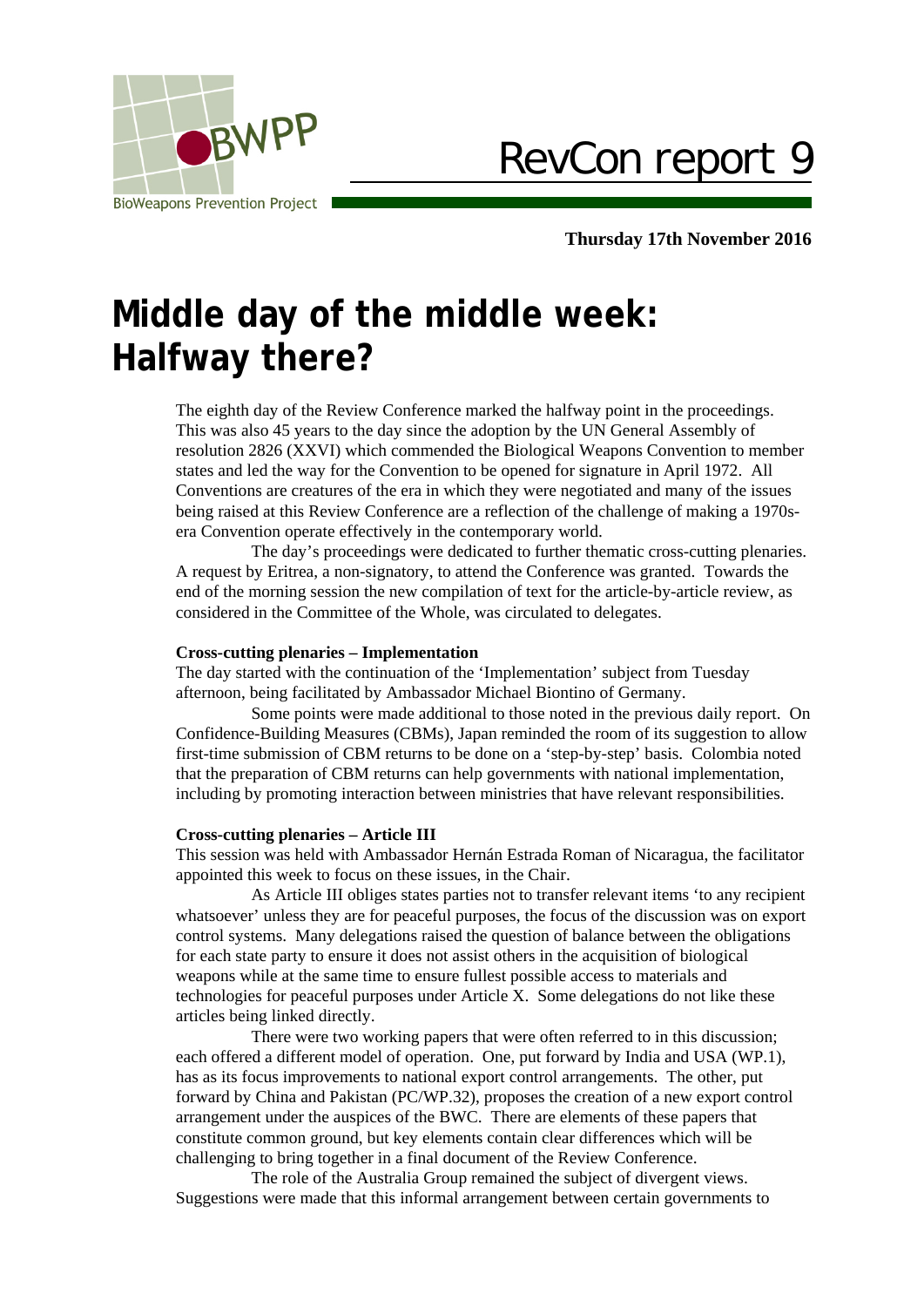BWPP

BioWeapons Prevention Project

# RevCon report 9

**Thursday 17th November 2016**

# Middle day of the middle week: Halfway there?

The eighth day of the Review Conference marked the halfway point in the proceedings. This was also 45 years to the day since the adoption by the UN General Assembly of resolution 2826 (XXVI) which commended the Biological Weapons Convention to member states and led the way for the Convention to be opened for signature in April 1972. All Conventions are creatures of the era in which they were negotiated and many of the issues being raised at this Review Conference are a reflection of the challenge of making a 1970s-era Convention operate effectively in the contemporary world.

The day's proceedings were dedicated to further thematic cross-cutting plenaries. A request by Eritrea, a non-signatory, to attend the Conference was granted. Towards the end of the morning session the new compilation of text for the article-by-article review, as considered in the Committee of the Whole, was circulated to delegates.

**Cross-cutting plenaries – Implementation**

The day started with the continuation of the 'Implementation' subject from Tuesday afternoon, being facilitated by Ambassador Michael Biontino of Germany.

Some points were made additional to those noted in the previous daily report. On Confidence-Building Measures (CBMs), Japan reminded the room of its suggestion to allow first-time submission of CBM returns to be done on a 'step-by-step' basis. Colombia noted that the preparation of CBM returns can help governments with national implementation, including by promoting interaction between ministries that have relevant responsibilities.

**Cross-cutting plenaries – Article III**

This session was held with Ambassador Hernán Estrada Roman of Nicaragua, the facilitator appointed this week to focus on these issues, in the Chair.

As Article III obliges states parties not to transfer relevant items 'to any recipient whatsoever' unless they are for peaceful purposes, the focus of the discussion was on export control systems. Many delegations raised the question of balance between the obligations for each state party to ensure it does not assist others in the acquisition of biological weapons while at the same time to ensure fullest possible access to materials and technologies for peaceful purposes under Article X. Some delegations do not like these articles being linked directly.

There were two working papers that were often referred to in this discussion; each offered a different model of operation. One, put forward by India and USA (WP.1), has as its focus improvements to national export control arrangements. The other, put forward by China and Pakistan (PC/WP.32), proposes the creation of a new export control arrangement under the auspices of the BWC. There are elements of these papers that constitute common ground, but key elements contain clear differences which will be challenging to bring together in a final document of the Review Conference.

The role of the Australia Group remained the subject of divergent views. Suggestions were made that this informal arrangement between certain governments to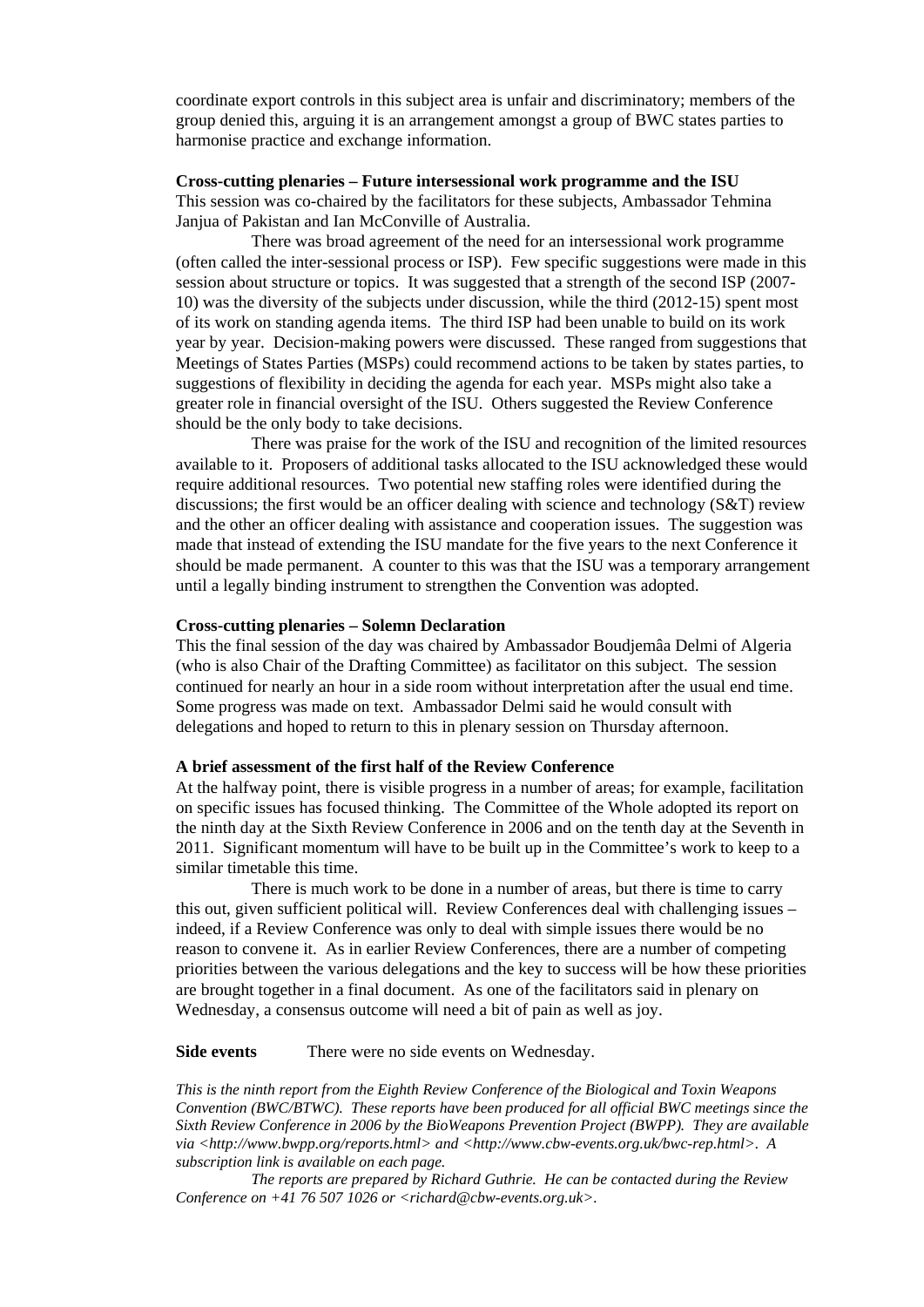coordinate export controls in this subject area is unfair and discriminatory; members of the group denied this, arguing it is an arrangement amongst a group of BWC states parties to harmonise practice and exchange information.

**Cross-cutting plenaries – Future intersessional work programme and the ISU**
This session was co-chaired by the facilitators for these subjects, Ambassador Tehmina Janjua of Pakistan and Ian McConville of Australia.

There was broad agreement of the need for an intersessional work programme (often called the inter-sessional process or ISP). Few specific suggestions were made in this session about structure or topics. It was suggested that a strength of the second ISP (2007-10) was the diversity of the subjects under discussion, while the third (2012-15) spent most of its work on standing agenda items. The third ISP had been unable to build on its work year by year. Decision-making powers were discussed. These ranged from suggestions that Meetings of States Parties (MSPs) could recommend actions to be taken by states parties, to suggestions of flexibility in deciding the agenda for each year. MSPs might also take a greater role in financial oversight of the ISU. Others suggested the Review Conference should be the only body to take decisions.

There was praise for the work of the ISU and recognition of the limited resources available to it. Proposers of additional tasks allocated to the ISU acknowledged these would require additional resources. Two potential new staffing roles were identified during the discussions; the first would be an officer dealing with science and technology (S&T) review and the other an officer dealing with assistance and cooperation issues. The suggestion was made that instead of extending the ISU mandate for the five years to the next Conference it should be made permanent. A counter to this was that the ISU was a temporary arrangement until a legally binding instrument to strengthen the Convention was adopted.

**Cross-cutting plenaries – Solemn Declaration**
This the final session of the day was chaired by Ambassador Boudjemâa Delmi of Algeria (who is also Chair of the Drafting Committee) as facilitator on this subject. The session continued for nearly an hour in a side room without interpretation after the usual end time. Some progress was made on text. Ambassador Delmi said he would consult with delegations and hoped to return to this in plenary session on Thursday afternoon.

**A brief assessment of the first half of the Review Conference**
At the halfway point, there is visible progress in a number of areas; for example, facilitation on specific issues has focused thinking. The Committee of the Whole adopted its report on the ninth day at the Sixth Review Conference in 2006 and on the tenth day at the Seventh in 2011. Significant momentum will have to be built up in the Committee's work to keep to a similar timetable this time.

There is much work to be done in a number of areas, but there is time to carry this out, given sufficient political will. Review Conferences deal with challenging issues – indeed, if a Review Conference was only to deal with simple issues there would be no reason to convene it. As in earlier Review Conferences, there are a number of competing priorities between the various delegations and the key to success will be how these priorities are brought together in a final document. As one of the facilitators said in plenary on Wednesday, a consensus outcome will need a bit of pain as well as joy.

**Side events** There were no side events on Wednesday.

*This is the ninth report from the Eighth Review Conference of the Biological and Toxin Weapons Convention (BWC/BTWC). These reports have been produced for all official BWC meetings since the Sixth Review Conference in 2006 by the BioWeapons Prevention Project (BWPP). They are available via <http://www.bwpp.org/reports.html> and <http://www.cbw-events.org.uk/bwc-rep.html>. A subscription link is available on each page.*

*The reports are prepared by Richard Guthrie. He can be contacted during the Review Conference on +41 76 507 1026 or <richard@cbw-events.org.uk>.*